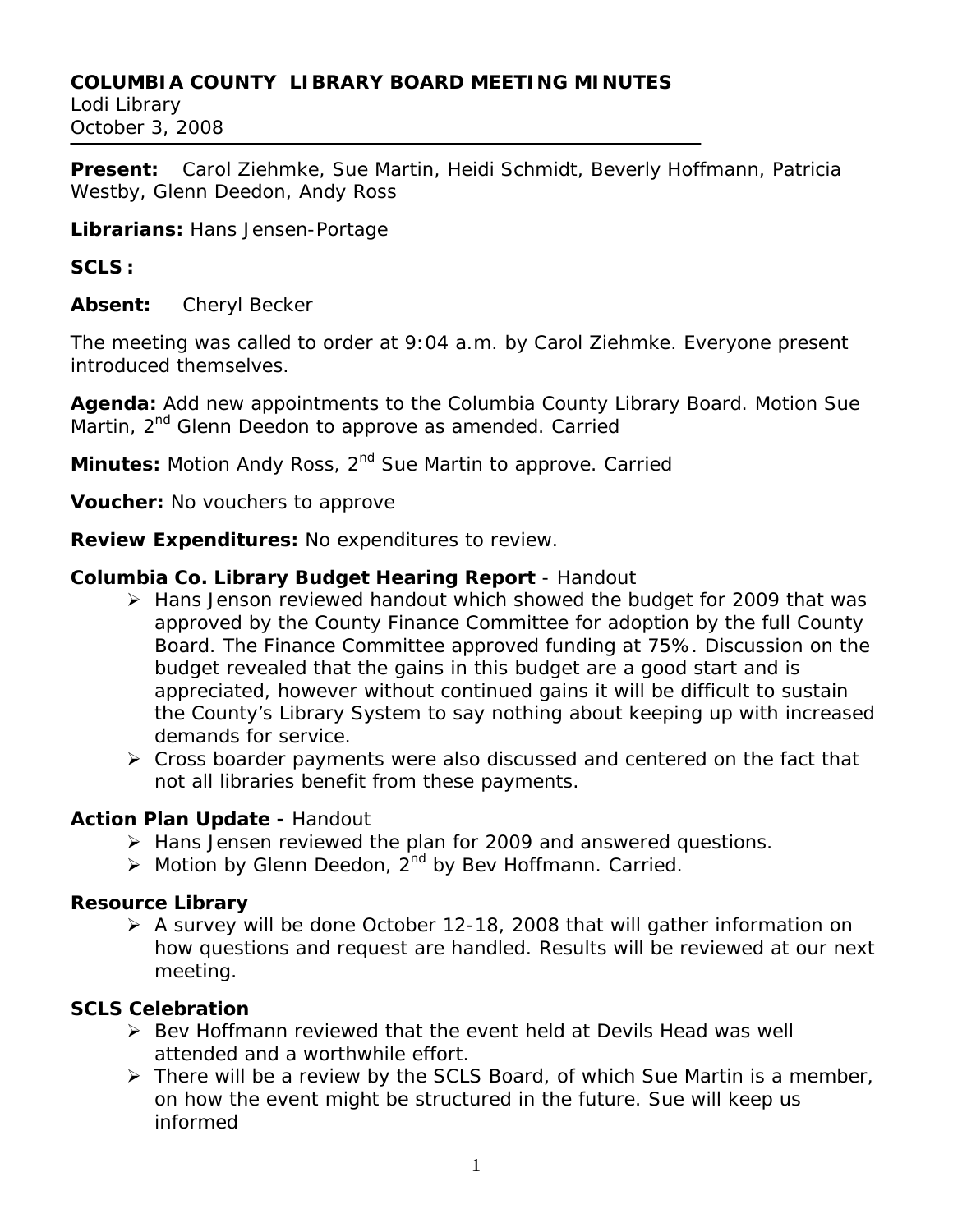# COLUMBIA COUNTY LIBRARY BOARD MEETING MINUTES

Lodi Library
October 3, 2008

**Present:** Carol Ziehmke, Sue Martin, Heidi Schmidt, Beverly Hoffmann, Patricia Westby, Glenn Deedon, Andy Ross

**Librarians:** Hans Jensen-Portage

**SCLS :**

**Absent:** Cheryl Becker

The meeting was called to order at 9:04 a.m. by Carol Ziehmke. Everyone present introduced themselves.

**Agenda:** Add new appointments to the Columbia County Library Board. Motion Sue Martin, 2nd Glenn Deedon to approve as amended. Carried

**Minutes:** Motion Andy Ross, 2nd Sue Martin to approve. Carried

**Voucher:** No vouchers to approve

**Review Expenditures:** No expenditures to review.

**Columbia Co. Library Budget Hearing Report** - Handout

- Hans Jenson reviewed handout which showed the budget for 2009 that was approved by the County Finance Committee for adoption by the full County Board. The Finance Committee approved funding at 75%. Discussion on the budget revealed that the gains in this budget are a good start and is appreciated, however without continued gains it will be difficult to sustain the County's Library System to say nothing about keeping up with increased demands for service.
- Cross boarder payments were also discussed and centered on the fact that not all libraries benefit from these payments.

**Action Plan Update -** Handout

- Hans Jensen reviewed the plan for 2009 and answered questions.
- Motion by Glenn Deedon, 2nd by Bev Hoffmann. Carried.

**Resource Library**

- A survey will be done October 12-18, 2008 that will gather information on how questions and request are handled. Results will be reviewed at our next meeting.

**SCLS Celebration**

- Bev Hoffmann reviewed that the event held at Devils Head was well attended and a worthwhile effort.
- There will be a review by the SCLS Board, of which Sue Martin is a member, on how the event might be structured in the future. Sue will keep us informed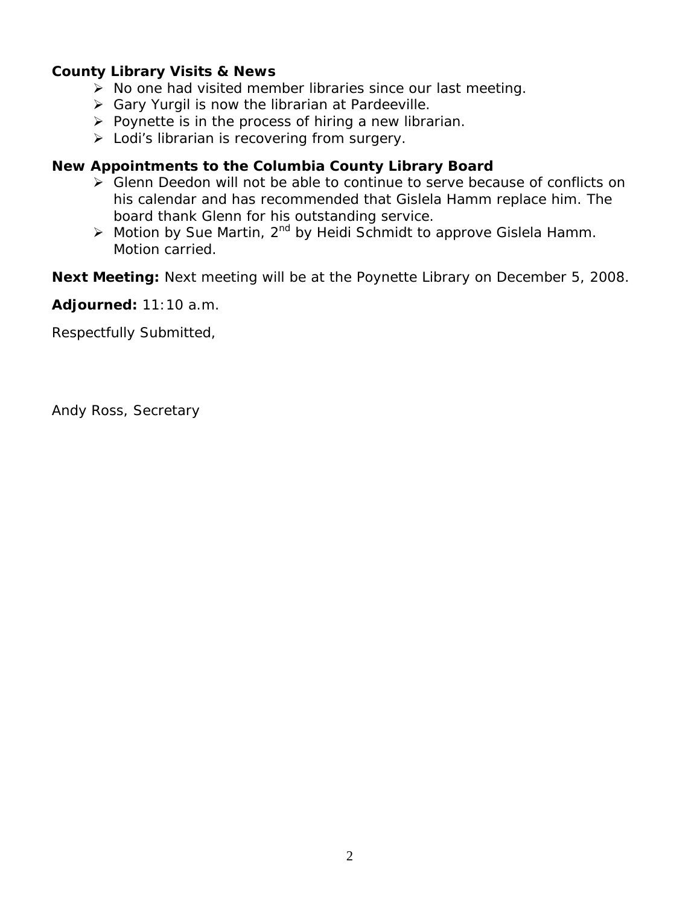**County Library Visits & News**

- No one had visited member libraries since our last meeting.
- Gary Yurgil is now the librarian at Pardeeville.
- Poynette is in the process of hiring a new librarian.
- Lodi's librarian is recovering from surgery.

**New Appointments to the Columbia County Library Board**

- Glenn Deedon will not be able to continue to serve because of conflicts on his calendar and has recommended that Gislela Hamm replace him. The board thank Glenn for his outstanding service.
- Motion by Sue Martin, 2nd by Heidi Schmidt to approve Gislela Hamm. Motion carried.

**Next Meeting:** Next meeting will be at the Poynette Library on December 5, 2008.

**Adjourned:** 11:10 a.m.

Respectfully Submitted,

Andy Ross, Secretary